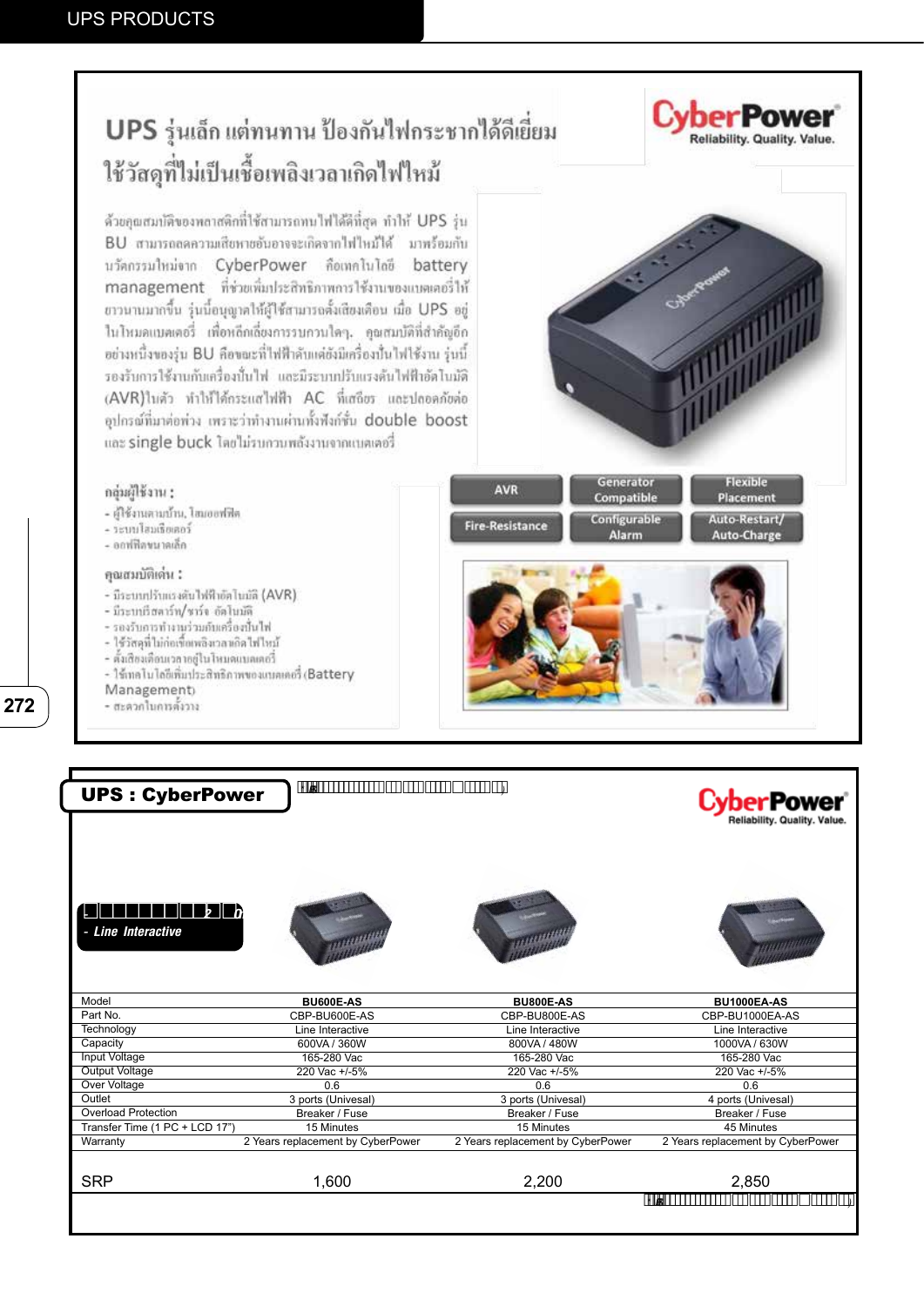# UPS PRODUCTS

## UPS รุ่นเล็ก แต่ทนทาน ป้องกันไฟกระชากได้ดีเยี่ยม ใช้วัสดุที่ไม่เป็นเชื้อเพลิงเวลาเกิดไฟไหม้

**CyberPower**
Reliability. Quality. Value.

ด้วยคุณสมบัติของพลาสติกที่ใช้สามารถทนไฟได้ดีที่สุด ทำให้ UPS รุ่น BU สามารถลดความเสียหายอันอาจจะเกิดจากไฟไหม้ได้ มาพร้อมกับนวัตกรรมใหม่จาก CyberPower คือเทคโนโลยี battery management ที่ช่วยเพิ่มประสิทธิภาพการใช้งานของแบตเตอรี่ให้ยาวนานมากขึ้น รุ่นนี้อนุญาตให้ผู้ใช้สามารถตั้งเสียงเตือน เมื่อ UPS อยู่ในโหมดแบตเตอรี่ เพื่อหลีกเลี่ยงการรบกวนใดๆ คุณสมบัติที่สำคัญอีกอย่างหนึ่งของรุ่น BU คือขณะที่ไฟฟ้าดับแต่ยังมีเครื่องปั่นไฟใช้งาน รุ่นนี้รองรับการใช้งานกับเครื่องปั่นไฟ และมีระบบปรับแรงดันไฟฟ้าอัตโนมัติ (AVR)ในตัว ทำให้ได้กระแสไฟฟ้า AC ที่เสถียร และปลอดภัยต่ออุปกรณ์ที่มาต่อพ่วง เพราะว่าทำงานผ่านทั้งฟังก์ชั่น double boost และ single buck โดยไม่รบกวนพลังงานจากแบตเตอรี่

AVR | Generator Compatible | Flexible Placement | Fire-Resistance | Configurable Alarm | Auto-Restart/ Auto-Charge

**กลุ่มผู้ใช้งาน :**
- ผู้ใช้งานตามบ้าน, โฮมออฟฟิศ
- ระบบโฮมเธียเตอร์
- ออฟฟิศขนาดเล็ก

**คุณสมบัติเด่น :**
- มีระบบปรับแรงดันไฟฟ้าอัตโนมัติ (AVR)
- มีระบบรีสตาร์ท/ชาร์จ อัตโนมัติ
- รองรับการทำงานร่วมกับเครื่องปั่นไฟ
- ใช้วัสดุที่ไม่ก่อเชื้อเพลิงเวลาเกิดไฟไหม้
- ตั้งเสียงเตือนเวลาอยู่ในโหมดแบตเตอรี่
- ใช้เทคโนโลยีเพิ่มประสิทธิภาพของแบตเตอรี่ (Battery Management)
- สะดวกในการติดตั้ง

## UPS : CyberPower

**CyberPower**
Reliability. Quality. Value.

- Line Interactive

| Model | BU600E-AS | BU800E-AS | BU1000EA-AS |
|---|---|---|---|
| Part No. | CBP-BU600E-AS | CBP-BU800E-AS | CBP-BU1000EA-AS |
| Technology | Line Interactive | Line Interactive | Line Interactive |
| Capacity | 600VA / 360W | 800VA / 480W | 1000VA / 630W |
| Input Voltage | 165-280 Vac | 165-280 Vac | 165-280 Vac |
| Output Voltage | 220 Vac +/-5% | 220 Vac +/-5% | 220 Vac +/-5% |
| Over Voltage | 0.6 | 0.6 | 0.6 |
| Outlet | 3 ports (Univesal) | 3 ports (Univesal) | 4 ports (Univesal) |
| Overload Protection | Breaker / Fuse | Breaker / Fuse | Breaker / Fuse |
| Transfer Time (1 PC + LCD 17") | 15 Minutes | 15 Minutes | 45 Minutes |
| Warranty | 2 Years replacement by CyberPower | 2 Years replacement by CyberPower | 2 Years replacement by CyberPower |
| SRP | 1,600 | 2,200 | 2,850 |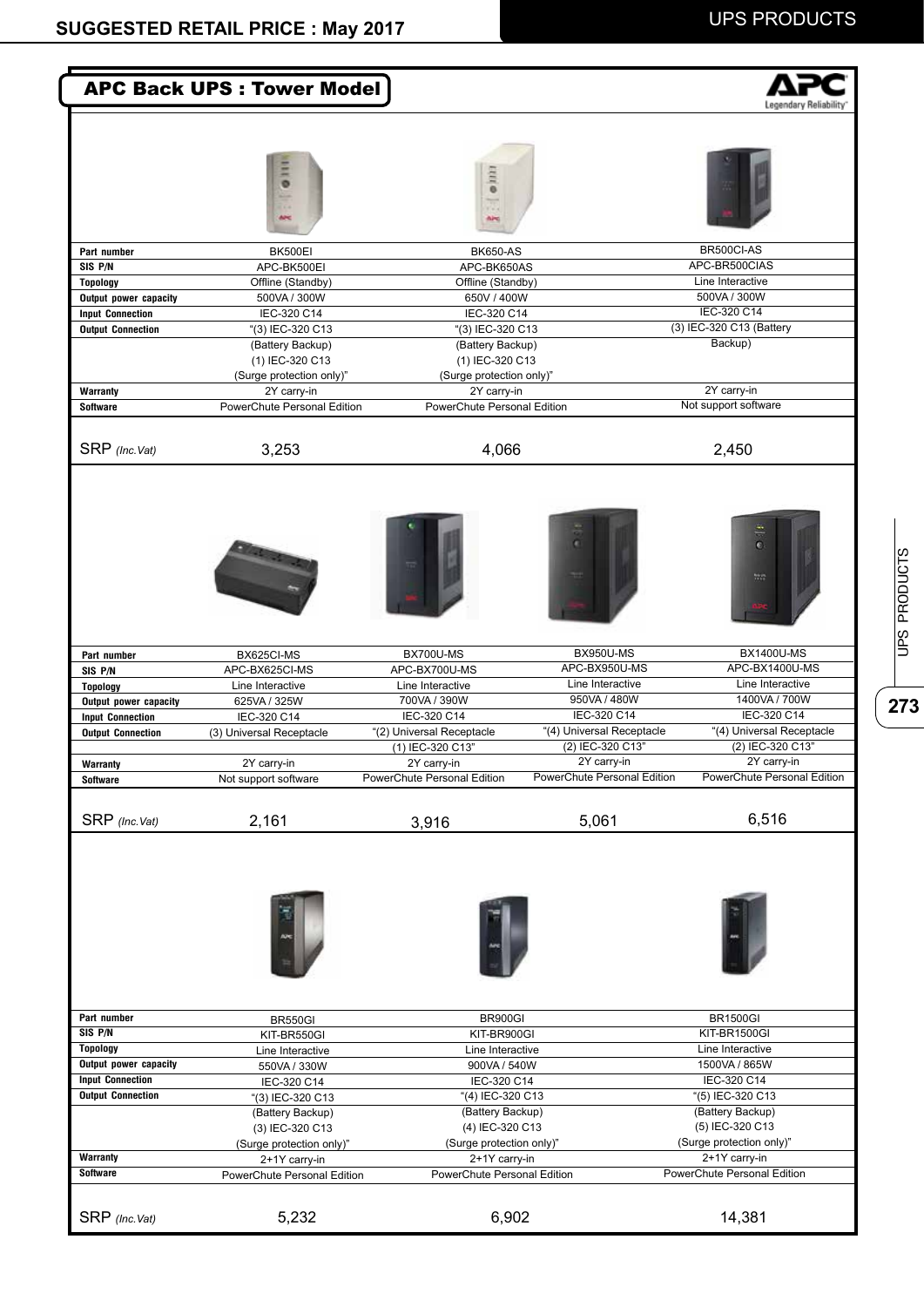# APC Back UPS : Tower Model

| Part number | BK500EI | BK650-AS | BR500CI-AS |
|---|---|---|---|
| SIS P/N | APC-BK500EI | APC-BK650AS | APC-BR500CIAS |
| Topology | Offline (Standby) | Offline (Standby) | Line Interactive |
| Output power capacity | 500VA / 300W | 650V / 400W | 500VA / 300W |
| Input Connection | IEC-320 C14 | IEC-320 C14 | IEC-320 C14 |
| Output Connection | "(3) IEC-320 C13 (Battery Backup) (1) IEC-320 C13 (Surge protection only)" | "(3) IEC-320 C13 (Battery Backup) (1) IEC-320 C13 (Surge protection only)" | (3) IEC-320 C13 (Battery Backup) |
| Warranty | 2Y carry-in | 2Y carry-in | 2Y carry-in |
| Software | PowerChute Personal Edition | PowerChute Personal Edition | Not support software |
| SRP *(Inc.Vat)* | 3,253 | 4,066 | 2,450 |

| Part number | BX625CI-MS | BX700U-MS | BX950U-MS | BX1400U-MS |
|---|---|---|---|---|
| SIS P/N | APC-BX625CI-MS | APC-BX700U-MS | APC-BX950U-MS | APC-BX1400U-MS |
| Topology | Line Interactive | Line Interactive | Line Interactive | Line Interactive |
| Output power capacity | 625VA / 325W | 700VA / 390W | 950VA / 480W | 1400VA / 700W |
| Input Connection | IEC-320 C14 | IEC-320 C14 | IEC-320 C14 | IEC-320 C14 |
| Output Connection | (3) Universal Receptacle | "(2) Universal Receptacle (1) IEC-320 C13" | "(4) Universal Receptacle (2) IEC-320 C13" | "(4) Universal Receptacle (2) IEC-320 C13" |
| Warranty | 2Y carry-in | 2Y carry-in | 2Y carry-in | 2Y carry-in |
| Software | Not support software | PowerChute Personal Edition | PowerChute Personal Edition | PowerChute Personal Edition |
| SRP *(Inc.Vat)* | 2,161 | 3,916 | 5,061 | 6,516 |

| Part number | BR550GI | BR900GI | BR1500GI |
|---|---|---|---|
| SIS P/N | KIT-BR550GI | KIT-BR900GI | KIT-BR1500GI |
| Topology | Line Interactive | Line Interactive | Line Interactive |
| Output power capacity | 550VA / 330W | 900VA / 540W | 1500VA / 865W |
| Input Connection | IEC-320 C14 | IEC-320 C14 | IEC-320 C14 |
| Output Connection | "(3) IEC-320 C13 (Battery Backup) (3) IEC-320 C13 (Surge protection only)" | "(4) IEC-320 C13 (Battery Backup) (4) IEC-320 C13 (Surge protection only)" | "(5) IEC-320 C13 (Battery Backup) (5) IEC-320 C13 (Surge protection only)" |
| Warranty | 2+1Y carry-in | 2+1Y carry-in | 2+1Y carry-in |
| Software | PowerChute Personal Edition | PowerChute Personal Edition | PowerChute Personal Edition |
| SRP *(Inc.Vat)* | 5,232 | 6,902 | 14,381 |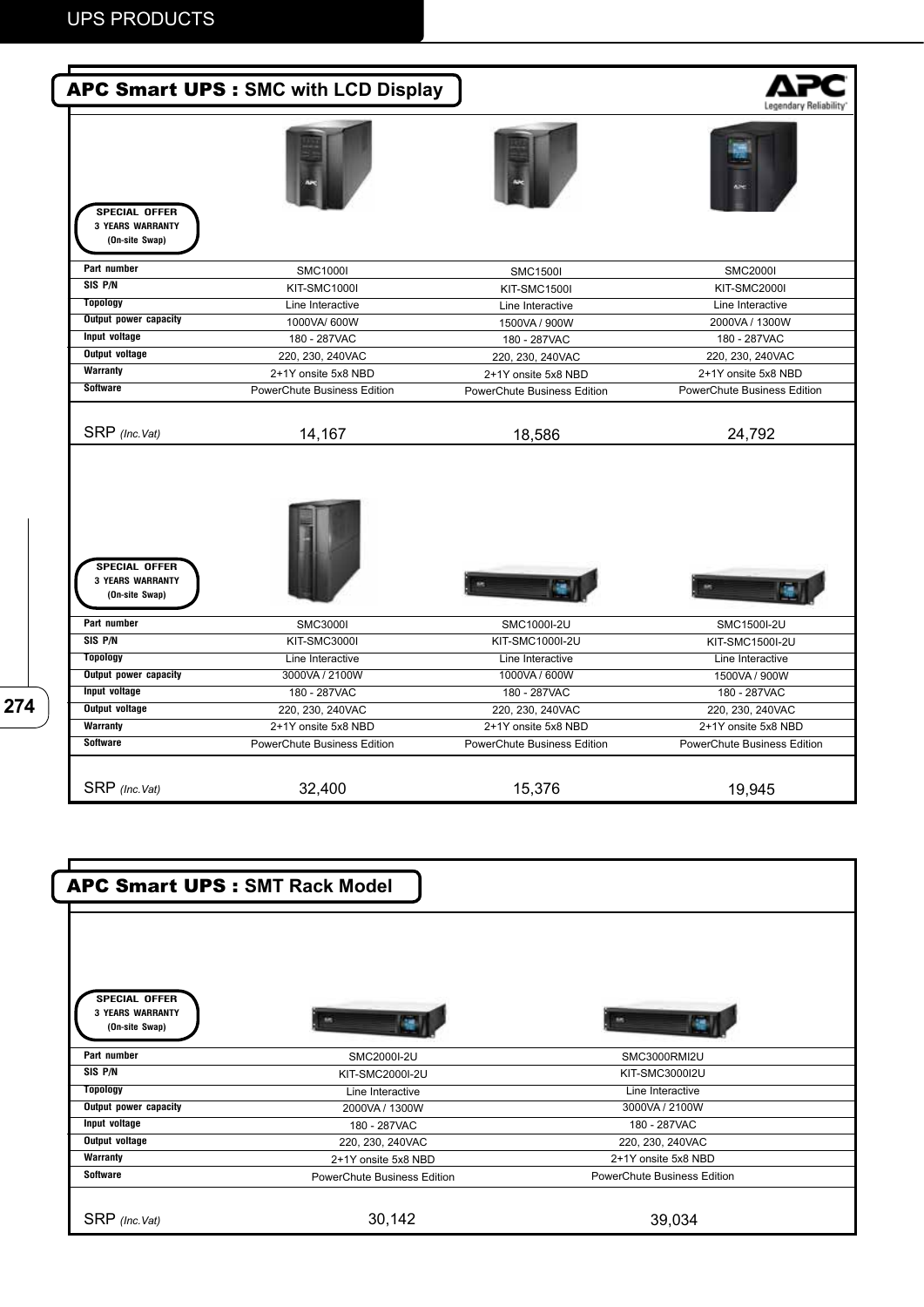# UPS PRODUCTS

## APC Smart UPS : SMC with LCD Display

**SPECIAL OFFER**
**3 YEARS WARRANTY**
**(On-site Swap)**

| Part number | SMC1000I | SMC1500I | SMC2000I |
|---|---|---|---|
| SIS P/N | KIT-SMC1000I | KIT-SMC1500I | KIT-SMC2000I |
| Topology | Line Interactive | Line Interactive | Line Interactive |
| Output power capacity | 1000VA/ 600W | 1500VA / 900W | 2000VA / 1300W |
| Input voltage | 180 - 287VAC | 180 - 287VAC | 180 - 287VAC |
| Output voltage | 220, 230, 240VAC | 220, 230, 240VAC | 220, 230, 240VAC |
| Warranty | 2+1Y onsite 5x8 NBD | 2+1Y onsite 5x8 NBD | 2+1Y onsite 5x8 NBD |
| Software | PowerChute Business Edition | PowerChute Business Edition | PowerChute Business Edition |
| SRP *(Inc.Vat)* | 14,167 | 18,586 | 24,792 |

**SPECIAL OFFER**
**3 YEARS WARRANTY**
**(On-site Swap)**

| Part number | SMC3000I | SMC1000I-2U | SMC1500I-2U |
|---|---|---|---|
| SIS P/N | KIT-SMC3000I | KIT-SMC1000I-2U | KIT-SMC1500I-2U |
| Topology | Line Interactive | Line Interactive | Line Interactive |
| Output power capacity | 3000VA / 2100W | 1000VA / 600W | 1500VA / 900W |
| Input voltage | 180 - 287VAC | 180 - 287VAC | 180 - 287VAC |
| Output voltage | 220, 230, 240VAC | 220, 230, 240VAC | 220, 230, 240VAC |
| Warranty | 2+1Y onsite 5x8 NBD | 2+1Y onsite 5x8 NBD | 2+1Y onsite 5x8 NBD |
| Software | PowerChute Business Edition | PowerChute Business Edition | PowerChute Business Edition |
| SRP *(Inc.Vat)* | 32,400 | 15,376 | 19,945 |

## APC Smart UPS : SMT Rack Model

**SPECIAL OFFER**
**3 YEARS WARRANTY**
**(On-site Swap)**

| Part number | SMC2000I-2U | SMC3000RMI2U |
|---|---|---|
| SIS P/N | KIT-SMC2000I-2U | KIT-SMC3000I2U |
| Topology | Line Interactive | Line Interactive |
| Output power capacity | 2000VA / 1300W | 3000VA / 2100W |
| Input voltage | 180 - 287VAC | 180 - 287VAC |
| Output voltage | 220, 230, 240VAC | 220, 230, 240VAC |
| Warranty | 2+1Y onsite 5x8 NBD | 2+1Y onsite 5x8 NBD |
| Software | PowerChute Business Edition | PowerChute Business Edition |
| SRP *(Inc.Vat)* | 30,142 | 39,034 |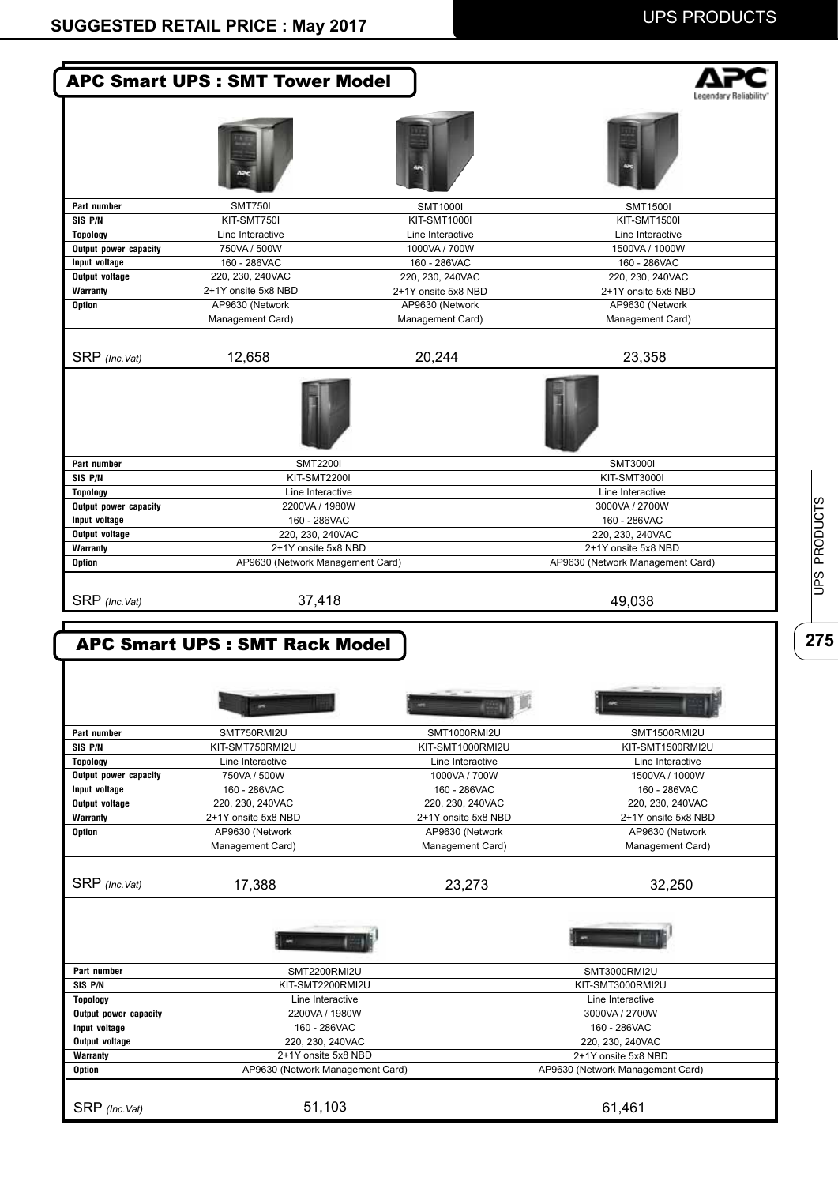# APC Smart UPS : SMT Tower Model

| Part number | SMT750I | SMT1000I | SMT1500I |
|---|---|---|---|
| SIS P/N | KIT-SMT750I | KIT-SMT1000I | KIT-SMT1500I |
| Topology | Line Interactive | Line Interactive | Line Interactive |
| Output power capacity | 750VA / 500W | 1000VA / 700W | 1500VA / 1000W |
| Input voltage | 160 - 286VAC | 160 - 286VAC | 160 - 286VAC |
| Output voltage | 220, 230, 240VAC | 220, 230, 240VAC | 220, 230, 240VAC |
| Warranty | 2+1Y onsite 5x8 NBD | 2+1Y onsite 5x8 NBD | 2+1Y onsite 5x8 NBD |
| Option | AP9630 (Network Management Card) | AP9630 (Network Management Card) | AP9630 (Network Management Card) |
| SRP *(Inc.Vat)* | 12,658 | 20,244 | 23,358 |

| Part number | SMT2200I | SMT3000I |
|---|---|---|
| SIS P/N | KIT-SMT2200I | KIT-SMT3000I |
| Topology | Line Interactive | Line Interactive |
| Output power capacity | 2200VA / 1980W | 3000VA / 2700W |
| Input voltage | 160 - 286VAC | 160 - 286VAC |
| Output voltage | 220, 230, 240VAC | 220, 230, 240VAC |
| Warranty | 2+1Y onsite 5x8 NBD | 2+1Y onsite 5x8 NBD |
| Option | AP9630 (Network Management Card) | AP9630 (Network Management Card) |
| SRP *(Inc.Vat)* | 37,418 | 49,038 |

# APC Smart UPS : SMT Rack Model

| Part number | SMT750RMI2U | SMT1000RMI2U | SMT1500RMI2U |
|---|---|---|---|
| SIS P/N | KIT-SMT750RMI2U | KIT-SMT1000RMI2U | KIT-SMT1500RMI2U |
| Topology | Line Interactive | Line Interactive | Line Interactive |
| Output power capacity | 750VA / 500W | 1000VA / 700W | 1500VA / 1000W |
| Input voltage | 160 - 286VAC | 160 - 286VAC | 160 - 286VAC |
| Output voltage | 220, 230, 240VAC | 220, 230, 240VAC | 220, 230, 240VAC |
| Warranty | 2+1Y onsite 5x8 NBD | 2+1Y onsite 5x8 NBD | 2+1Y onsite 5x8 NBD |
| Option | AP9630 (Network Management Card) | AP9630 (Network Management Card) | AP9630 (Network Management Card) |
| SRP *(Inc.Vat)* | 17,388 | 23,273 | 32,250 |

| Part number | SMT2200RMI2U | SMT3000RMI2U |
|---|---|---|
| SIS P/N | KIT-SMT2200RMI2U | KIT-SMT3000RMI2U |
| Topology | Line Interactive | Line Interactive |
| Output power capacity | 2200VA / 1980W | 3000VA / 2700W |
| Input voltage | 160 - 286VAC | 160 - 286VAC |
| Output voltage | 220, 230, 240VAC | 220, 230, 240VAC |
| Warranty | 2+1Y onsite 5x8 NBD | 2+1Y onsite 5x8 NBD |
| Option | AP9630 (Network Management Card) | AP9630 (Network Management Card) |
| SRP *(Inc.Vat)* | 51,103 | 61,461 |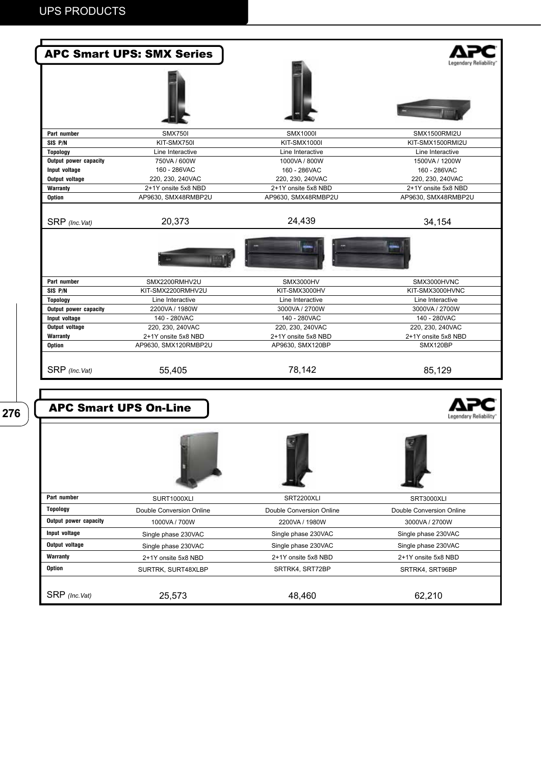UPS PRODUCTS

## APC Smart UPS: SMX Series

| Part number | SMX750I | SMX1000I | SMX1500RMI2U |
|---|---|---|---|
| SIS P/N | KIT-SMX750I | KIT-SMX1000I | KIT-SMX1500RMI2U |
| Topology | Line Interactive | Line Interactive | Line Interactive |
| Output power capacity | 750VA / 600W | 1000VA / 800W | 1500VA / 1200W |
| Input voltage | 160 - 286VAC | 160 - 286VAC | 160 - 286VAC |
| Output voltage | 220, 230, 240VAC | 220, 230, 240VAC | 220, 230, 240VAC |
| Warranty | 2+1Y onsite 5x8 NBD | 2+1Y onsite 5x8 NBD | 2+1Y onsite 5x8 NBD |
| Option | AP9630, SMX48RMBP2U | AP9630, SMX48RMBP2U | AP9630, SMX48RMBP2U |
| SRP *(Inc.Vat)* | 20,373 | 24,439 | 34,154 |

| Part number | SMX2200RMHV2U | SMX3000HV | SMX3000HVNC |
|---|---|---|---|
| SIS P/N | KIT-SMX2200RMHV2U | KIT-SMX3000HV | KIT-SMX3000HVNC |
| Topology | Line Interactive | Line Interactive | Line Interactive |
| Output power capacity | 2200VA / 1980W | 3000VA / 2700W | 3000VA / 2700W |
| Input voltage | 140 - 280VAC | 140 - 280VAC | 140 - 280VAC |
| Output voltage | 220, 230, 240VAC | 220, 230, 240VAC | 220, 230, 240VAC |
| Warranty | 2+1Y onsite 5x8 NBD | 2+1Y onsite 5x8 NBD | 2+1Y onsite 5x8 NBD |
| Option | AP9630, SMX120RMBP2U | AP9630, SMX120BP | SMX120BP |
| SRP *(Inc.Vat)* | 55,405 | 78,142 | 85,129 |

## APC Smart UPS On-Line

| Part number | SURT1000XLI | SRT2200XLI | SRT3000XLI |
|---|---|---|---|
| Topology | Double Conversion Online | Double Conversion Online | Double Conversion Online |
| Output power capacity | 1000VA / 700W | 2200VA / 1980W | 3000VA / 2700W |
| Input voltage | Single phase 230VAC | Single phase 230VAC | Single phase 230VAC |
| Output voltage | Single phase 230VAC | Single phase 230VAC | Single phase 230VAC |
| Warranty | 2+1Y onsite 5x8 NBD | 2+1Y onsite 5x8 NBD | 2+1Y onsite 5x8 NBD |
| Option | SURTRK, SURT48XLBP | SRTRK4, SRT72BP | SRTRK4, SRT96BP |
| SRP *(Inc.Vat)* | 25,573 | 48,460 | 62,210 |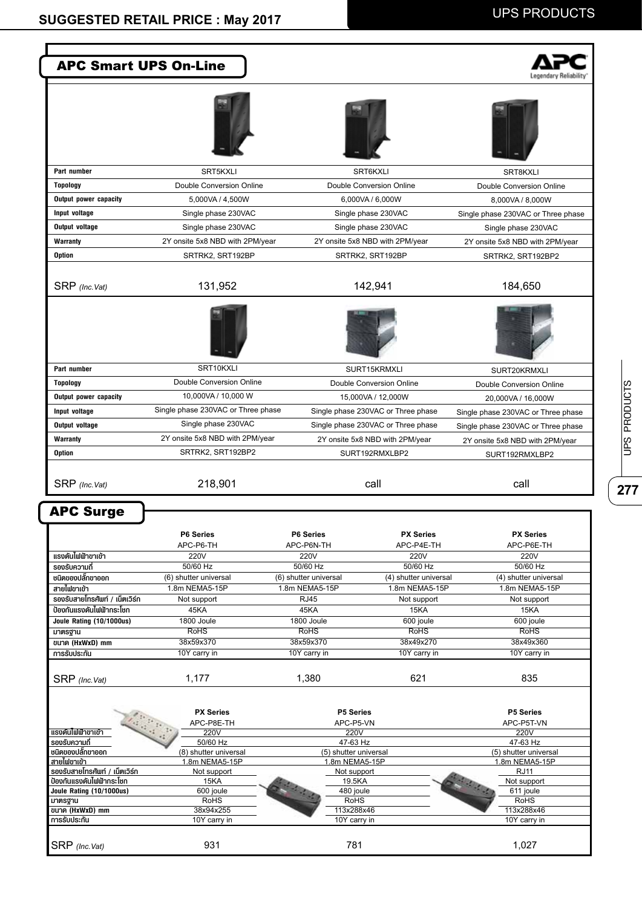## APC Smart UPS On-Line

| Part number | SRT5KXLI | SRT6KXLI | SRT8KXLI |
|---|---|---|---|
| Topology | Double Conversion Online | Double Conversion Online | Double Conversion Online |
| Output power capacity | 5,000VA / 4,500W | 6,000VA / 6,000W | 8,000VA / 8,000W |
| Input voltage | Single phase 230VAC | Single phase 230VAC | Single phase 230VAC or Three phase |
| Output voltage | Single phase 230VAC | Single phase 230VAC | Single phase 230VAC |
| Warranty | 2Y onsite 5x8 NBD with 2PM/year | 2Y onsite 5x8 NBD with 2PM/year | 2Y onsite 5x8 NBD with 2PM/year |
| Option | SRTRK2, SRT192BP | SRTRK2, SRT192BP | SRTRK2, SRT192BP2 |
| SRP *(Inc.Vat)* | 131,952 | 142,941 | 184,650 |

| Part number | SRT10KXLI | SURT15KRMXLI | SURT20KRMXLI |
|---|---|---|---|
| Topology | Double Conversion Online | Double Conversion Online | Double Conversion Online |
| Output power capacity | 10,000VA / 10,000 W | 15,000VA / 12,000W | 20,000VA / 16,000W |
| Input voltage | Single phase 230VAC or Three phase | Single phase 230VAC or Three phase | Single phase 230VAC or Three phase |
| Output voltage | Single phase 230VAC | Single phase 230VAC or Three phase | Single phase 230VAC or Three phase |
| Warranty | 2Y onsite 5x8 NBD with 2PM/year | 2Y onsite 5x8 NBD with 2PM/year | 2Y onsite 5x8 NBD with 2PM/year |
| Option | SRTRK2, SRT192BP2 | SURT192RMXLBP2 | SURT192RMXLBP2 |
| SRP *(Inc.Vat)* | 218,901 | call | call |

## APC Surge

| | P6 Series<br>APC-P6-TH | P6 Series<br>APC-P6N-TH | PX Series<br>APC-P4E-TH | PX Series<br>APC-P6E-TH |
|---|---|---|---|---|
| แรงดันไฟฟ้าขาเข้า | 220V | 220V | 220V | 220V |
| รองรับความถี่ | 50/60 Hz | 50/60 Hz | 50/60 Hz | 50/60 Hz |
| ชนิดของปลั๊กขาออก | (6) shutter universal | (6) shutter universal | (4) shutter universal | (4) shutter universal |
| สายไฟขาเข้า | 1.8m NEMA5-15P | 1.8m NEMA5-15P | 1.8m NEMA5-15P | 1.8m NEMA5-15P |
| รองรับสายโทรศัพท์ / เน็ตเวิร์ก | Not support | RJ45 | Not support | Not support |
| ป้องกันแรงดันไฟฟ้ากระโชก | 45KA | 45KA | 15KA | 15KA |
| Joule Rating (10/1000us) | 1800 Joule | 1800 Joule | 600 joule | 600 joule |
| มาตรฐาน | RoHS | RoHS | RoHS | RoHS |
| ขนาด (HxWxD) mm | 38x59x370 | 38x59x370 | 38x49x270 | 38x49x360 |
| การรับประกัน | 10Y carry in | 10Y carry in | 10Y carry in | 10Y carry in |
| SRP *(Inc.Vat)* | 1,177 | 1,380 | 621 | 835 |

| | PX Series<br>APC-P8E-TH | P5 Series<br>APC-P5-VN | P5 Series<br>APC-P5T-VN |
|---|---|---|---|
| แรงดันไฟฟ้าขาเข้า | 220V | 220V | 220V |
| รองรับความถี่ | 50/60 Hz | 47-63 Hz | 47-63 Hz |
| ชนิดของปลั๊กขาออก | (8) shutter universal | (5) shutter universal | (5) shutter universal |
| สายไฟขาเข้า | 1.8m NEMA5-15P | 1.8m NEMA5-15P | 1.8m NEMA5-15P |
| รองรับสายโทรศัพท์ / เน็ตเวิร์ก | Not support | Not support | RJ11 |
| ป้องกันแรงดันไฟฟ้ากระโชก | 15KA | 19.5KA | Not support |
| Joule Rating (10/1000us) | 600 joule | 480 joule | 611 joule |
| มาตรฐาน | RoHS | RoHS | RoHS |
| ขนาด (HxWxD) mm | 38x94x255 | 113x288x46 | 113x288x46 |
| การรับประกัน | 10Y carry in | 10Y carry in | 10Y carry in |
| SRP *(Inc.Vat)* | 931 | 781 | 1,027 |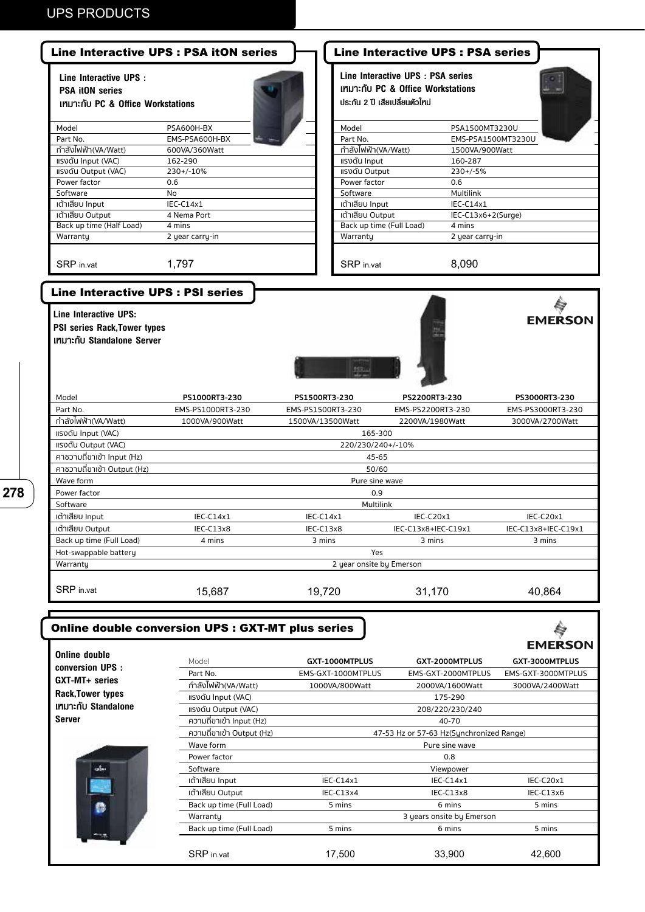# UPS PRODUCTS

## Line Interactive UPS : PSA itON series

**Line Interactive UPS : PSA itON series เหมาะกับ PC & Office Workstations**

| Model | PSA600H-BX |
|---|---|
| Part No. | EMS-PSA600H-BX |
| กำลังไฟฟ้า(VA/Watt) | 600VA/360Watt |
| แรงดัน Input (VAC) | 162-290 |
| แรงดัน Output (VAC) | 230+/-10% |
| Power factor | 0.6 |
| Software | No |
| เต้าเสียบ Input | IEC-C14x1 |
| เต้าเสียบ Output | 4 Nema Port |
| Back up time (Half Load) | 4 mins |
| Warranty | 2 year carry-in |
| SRP in.vat | 1,797 |

## Line Interactive UPS : PSA series

**Line Interactive UPS : PSA series เหมาะกับ PC & Office Workstations ประกัน 2 ปี เสียเปลี่ยนตัวใหม่**

| Model | PSA1500MT3230U |
|---|---|
| Part No. | EMS-PSA1500MT3230U |
| กำลังไฟฟ้า(VA/Watt) | 1500VA/900Watt |
| แรงดัน Input | 160-287 |
| แรงดัน Output | 230+/-5% |
| Power factor | 0.6 |
| Software | Multilink |
| เต้าเสียบ Input | IEC-C14x1 |
| เต้าเสียบ Output | IEC-C13x6+2(Surge) |
| Back up time (Full Load) | 4 mins |
| Warranty | 2 year carry-in |
| SRP in.vat | 8,090 |

## Line Interactive UPS : PSI series

**Line Interactive UPS: PSI series Rack,Tower types เหมาะกับ Standalone Server**

EMERSON

| Model | PS1000RT3-230 | PS1500RT3-230 | PS2200RT3-230 | PS3000RT3-230 |
|---|---|---|---|---|
| Part No. | EMS-PS1000RT3-230 | EMS-PS1500RT3-230 | EMS-PS2200RT3-230 | EMS-PS3000RT3-230 |
| กำลังไฟฟ้า(VA/Watt) | 1000VA/900Watt | 1500VA/13500Watt | 2200VA/1980Watt | 3000VA/2700Watt |
| แรงดัน Input (VAC) | 165-300 | | | |
| แรงดัน Output (VAC) | 220/230/240+/-10% | | | |
| คาชวามถี่ขาเข้า Input (Hz) | 45-65 | | | |
| คาชวามถี่ขาเข้า Output (Hz) | 50/60 | | | |
| Wave form | Pure sine wave | | | |
| Power factor | 0.9 | | | |
| Software | Multilink | | | |
| เต้าเสียบ Input | IEC-C14x1 | IEC-C14x1 | IEC-C20x1 | IEC-C20x1 |
| เต้าเสียบ Output | IEC-C13x8 | IEC-C13x8 | IEC-C13x8+IEC-C19x1 | IEC-C13x8+IEC-C19x1 |
| Back up time (Full Load) | 4 mins | 3 mins | 3 mins | 3 mins |
| Hot-swappable battery | Yes | | | |
| Warranty | 2 year onsite by Emerson | | | |
| SRP in.vat | 15,687 | 19,720 | 31,170 | 40,864 |

## Online double conversion UPS : GXT-MT plus series

EMERSON

**Online double conversion UPS : GXT-MT+ series Rack,Tower types เหมาะกับ Standalone Server**

| Model | GXT-1000MTPLUS | GXT-2000MTPLUS | GXT-3000MTPLUS |
|---|---|---|---|
| Part No. | EMS-GXT-1000MTPLUS | EMS-GXT-2000MTPLUS | EMS-GXT-3000MTPLUS |
| กำลังไฟฟ้า(VA/Watt) | 1000VA/800Watt | 2000VA/1600Watt | 3000VA/2400Watt |
| แรงดัน Input (VAC) | 175-290 | | |
| แรงดัน Output (VAC) | 208/220/230/240 | | |
| ความถี่ขาเข้า Input (Hz) | 40-70 | | |
| ความถี่ขาเข้า Output (Hz) | 47-53 Hz or 57-63 Hz(Synchronized Range) | | |
| Wave form | Pure sine wave | | |
| Power factor | 0.8 | | |
| Software | Viewpower | | |
| เต้าเสียบ Input | IEC-C14x1 | IEC-C14x1 | IEC-C20x1 |
| เต้าเสียบ Output | IEC-C13x4 | IEC-C13x8 | IEC-C13x6 |
| Back up time (Full Load) | 5 mins | 6 mins | 5 mins |
| Warranty | 3 years onsite by Emerson | | |
| Back up time (Full Load) | 5 mins | 6 mins | 5 mins |
| SRP in.vat | 17,500 | 33,900 | 42,600 |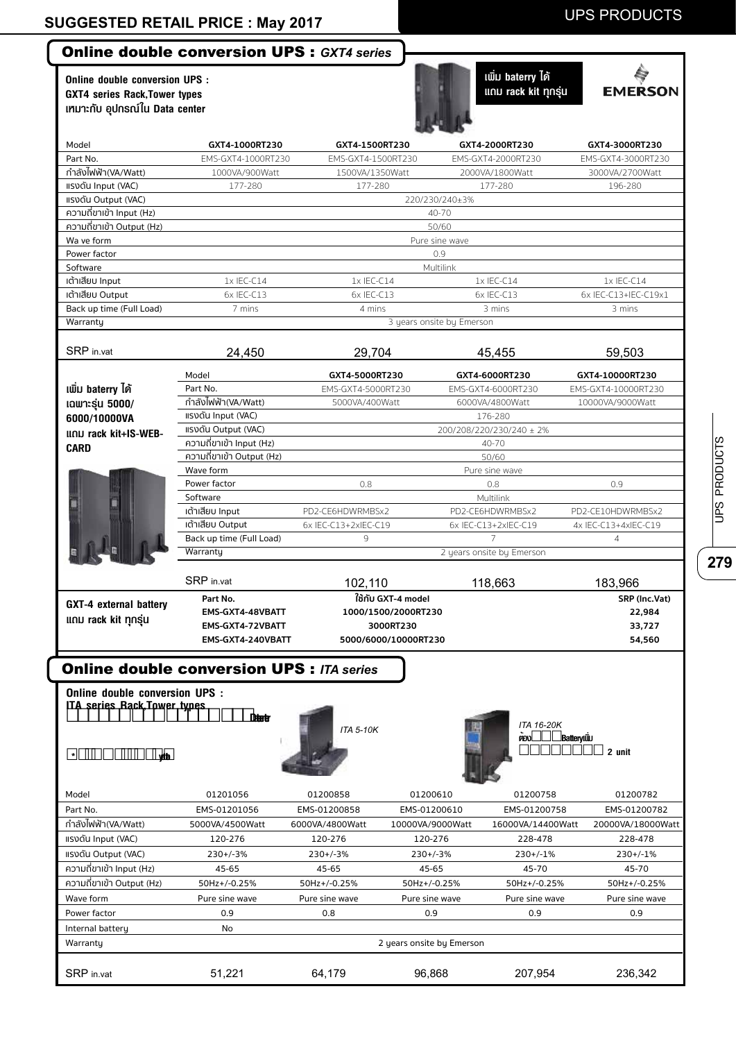## Online double conversion UPS : *GXT4 series*

**Online double conversion UPS :**
**GXT4 series Rack,Tower types**
**เหมาะกับ อุปกรณ์ใน Data center**

**เพิ่ม baterry ได้**
**แถม rack kit ทุกรุ่น**

**EMERSON**

| Model | GXT4-1000RT230 | GXT4-1500RT230 | GXT4-2000RT230 | GXT4-3000RT230 |
|---|---|---|---|---|
| Part No. | EMS-GXT4-1000RT230 | EMS-GXT4-1500RT230 | EMS-GXT4-2000RT230 | EMS-GXT4-3000RT230 |
| กำลังไฟฟ้า(VA/Watt) | 1000VA/900Watt | 1500VA/1350Watt | 2000VA/1800Watt | 3000VA/2700Watt |
| แรงดัน Input (VAC) | 177-280 | 177-280 | 177-280 | 196-280 |
| แรงดัน Output (VAC) | 220/230/240±3% | | | |
| ความถี่ขาเข้า Input (Hz) | 40-70 | | | |
| ความถี่ขาเข้า Output (Hz) | 50/60 | | | |
| Wa ve form | Pure sine wave | | | |
| Power factor | 0.9 | | | |
| Software | Multilink | | | |
| เต้าเสียบ Input | 1x IEC-C14 | 1x IEC-C14 | 1x IEC-C14 | 1x IEC-C14 |
| เต้าเสียบ Output | 6x IEC-C13 | 6x IEC-C13 | 6x IEC-C13 | 6x IEC-C13+IEC-C19x1 |
| Back up time (Full Load) | 7 mins | 4 mins | 3 mins | 3 mins |
| Warranty | 3 years onsite by Emerson | | | |
| SRP in.vat | 24,450 | 29,704 | 45,455 | 59,503 |

**เพิ่ม baterry ได้ เฉพาะรุ่น 5000/ 6000/10000VA แถม rack kit+IS-WEB-CARD**

| Model | GXT4-5000RT230 | GXT4-6000RT230 | GXT4-10000RT230 |
|---|---|---|---|
| Part No. | EMS-GXT4-5000RT230 | EMS-GXT4-6000RT230 | EMS-GXT4-10000RT230 |
| กำลังไฟฟ้า(VA/Watt) | 5000VA/400Watt | 6000VA/4800Watt | 10000VA/9000Watt |
| แรงดัน Input (VAC) | 176-280 | | |
| แรงดัน Output (VAC) | 200/208/220/230/240 ± 2% | | |
| ความถี่ขาเข้า Input (Hz) | 40-70 | | |
| ความถี่ขาเข้า Output (Hz) | 50/60 | | |
| Wave form | Pure sine wave | | |
| Power factor | 0.8 | 0.8 | 0.9 |
| Software | Multilink | | |
| เต้าเสียบ Input | PD2-CE6HDWRMBSx2 | PD2-CE6HDWRMBSx2 | PD2-CE10HDWRMBSx2 |
| เต้าเสียบ Output | 6x IEC-C13+2xIEC-C19 | 6x IEC-C13+2xIEC-C19 | 4x IEC-C13+4xIEC-C19 |
| Back up time (Full Load) | 9 | 7 | 4 |
| Warranty | 2 years onsite by Emerson | | |
| SRP in.vat | 102,110 | 118,663 | 183,966 |

**GXT-4 external battery แถม rack kit ทุกรุ่น**

| Part No. | ใช้กับ GXT-4 model | SRP (Inc.Vat) |
|---|---|---|
| EMS-GXT4-48VBATT | 1000/1500/2000RT230 | 22,984 |
| EMS-GXT4-72VBATT | 3000RT230 | 33,727 |
| EMS-GXT4-240VBATT | 5000/6000/10000RT230 | 54,560 |

## Online double conversion UPS : *ITA series*

**Online double conversion UPS :**
**ITA series Rack,Tower types**

*ITA 5-10K*

*ITA 16-20K*
ต้อง Battery เพิ่ม 2 unit

| Model | 01201056 | 01200858 | 01200610 | 01200758 | 01200782 |
|---|---|---|---|---|---|
| Part No. | EMS-01201056 | EMS-01200858 | EMS-01200610 | EMS-01200758 | EMS-01200782 |
| กำลังไฟฟ้า(VA/Watt) | 5000VA/4500Watt | 6000VA/4800Watt | 10000VA/9000Watt | 16000VA/14400Watt | 20000VA/18000Watt |
| แรงดัน Input (VAC) | 120-276 | 120-276 | 120-276 | 228-478 | 228-478 |
| แรงดัน Output (VAC) | 230+/-3% | 230+/-3% | 230+/-3% | 230+/-1% | 230+/-1% |
| ความถี่ขาเข้า Input (Hz) | 45-65 | 45-65 | 45-65 | 45-70 | 45-70 |
| ความถี่ขาเข้า Output (Hz) | 50Hz+/-0.25% | 50Hz+/-0.25% | 50Hz+/-0.25% | 50Hz+/-0.25% | 50Hz+/-0.25% |
| Wave form | Pure sine wave | Pure sine wave | Pure sine wave | Pure sine wave | Pure sine wave |
| Power factor | 0.9 | 0.8 | 0.9 | 0.9 | 0.9 |
| Internal battery | No | | | | |
| Warranty | 2 years onsite by Emerson | | | | |
| SRP in.vat | 51,221 | 64,179 | 96,868 | 207,954 | 236,342 |